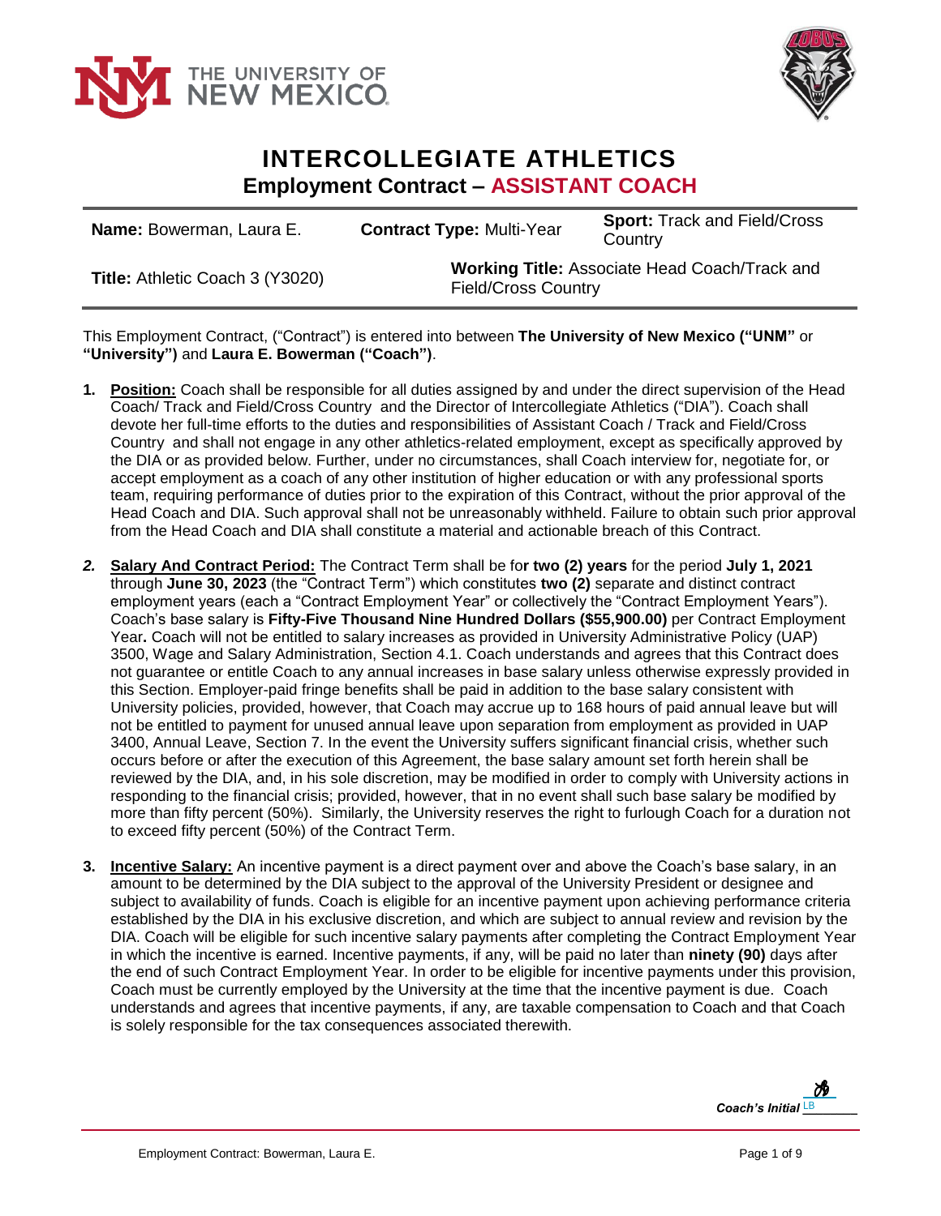# INTERCOLLEGIATE ATHLETICS

## Employment Contract – ASSISTANT COACH

| **Name:** Bowerman, Laura E. | **Contract Type:** Multi-Year | **Sport:** Track and Field/Cross Country |
|---|---|---|
| **Title:** Athletic Coach 3 (Y3020) | **Working Title:** Associate Head Coach/Track and Field/Cross Country | |

This Employment Contract, ("Contract") is entered into between **The University of New Mexico ("UNM"** or **"University")** and **Laura E. Bowerman ("Coach")**.

1. **Position:** Coach shall be responsible for all duties assigned by and under the direct supervision of the Head Coach/ Track and Field/Cross Country and the Director of Intercollegiate Athletics ("DIA"). Coach shall devote her full-time efforts to the duties and responsibilities of Assistant Coach / Track and Field/Cross Country and shall not engage in any other athletics-related employment, except as specifically approved by the DIA or as provided below. Further, under no circumstances, shall Coach interview for, negotiate for, or accept employment as a coach of any other institution of higher education or with any professional sports team, requiring performance of duties prior to the expiration of this Contract, without the prior approval of the Head Coach and DIA. Such approval shall not be unreasonably withheld. Failure to obtain such prior approval from the Head Coach and DIA shall constitute a material and actionable breach of this Contract.

2. **Salary And Contract Period:** The Contract Term shall be fo**r two (2) years** for the period **July 1, 2021** through **June 30, 2023** (the "Contract Term") which constitutes **two (2)** separate and distinct contract employment years (each a "Contract Employment Year" or collectively the "Contract Employment Years"). Coach's base salary is **Fifty-Five Thousand Nine Hundred Dollars ($55,900.00)** per Contract Employment Year**.** Coach will not be entitled to salary increases as provided in University Administrative Policy (UAP) 3500, Wage and Salary Administration, Section 4.1. Coach understands and agrees that this Contract does not guarantee or entitle Coach to any annual increases in base salary unless otherwise expressly provided in this Section. Employer-paid fringe benefits shall be paid in addition to the base salary consistent with University policies, provided, however, that Coach may accrue up to 168 hours of paid annual leave but will not be entitled to payment for unused annual leave upon separation from employment as provided in UAP 3400, Annual Leave, Section 7. In the event the University suffers significant financial crisis, whether such occurs before or after the execution of this Agreement, the base salary amount set forth herein shall be reviewed by the DIA, and, in his sole discretion, may be modified in order to comply with University actions in responding to the financial crisis; provided, however, that in no event shall such base salary be modified by more than fifty percent (50%). Similarly, the University reserves the right to furlough Coach for a duration not to exceed fifty percent (50%) of the Contract Term.

3. **Incentive Salary:** An incentive payment is a direct payment over and above the Coach's base salary, in an amount to be determined by the DIA subject to the approval of the University President or designee and subject to availability of funds. Coach is eligible for an incentive payment upon achieving performance criteria established by the DIA in his exclusive discretion, and which are subject to annual review and revision by the DIA. Coach will be eligible for such incentive salary payments after completing the Contract Employment Year in which the incentive is earned. Incentive payments, if any, will be paid no later than **ninety (90)** days after the end of such Contract Employment Year. In order to be eligible for incentive payments under this provision, Coach must be currently employed by the University at the time that the incentive payment is due. Coach understands and agrees that incentive payments, if any, are taxable compensation to Coach and that Coach is solely responsible for the tax consequences associated therewith.

*Coach's Initial* LB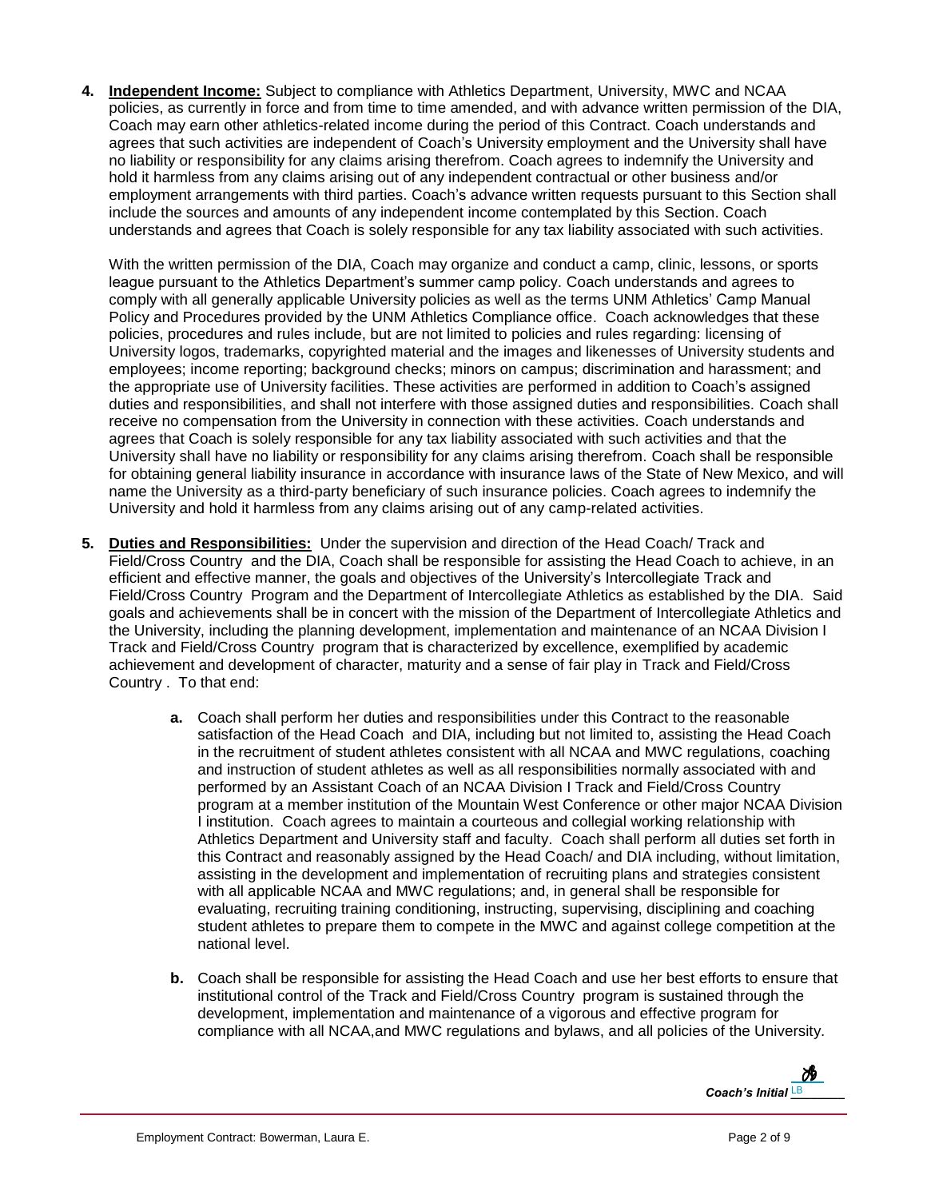4. **Independent Income:** Subject to compliance with Athletics Department, University, MWC and NCAA policies, as currently in force and from time to time amended, and with advance written permission of the DIA, Coach may earn other athletics-related income during the period of this Contract. Coach understands and agrees that such activities are independent of Coach's University employment and the University shall have no liability or responsibility for any claims arising therefrom. Coach agrees to indemnify the University and hold it harmless from any claims arising out of any independent contractual or other business and/or employment arrangements with third parties. Coach's advance written requests pursuant to this Section shall include the sources and amounts of any independent income contemplated by this Section. Coach understands and agrees that Coach is solely responsible for any tax liability associated with such activities.

   With the written permission of the DIA, Coach may organize and conduct a camp, clinic, lessons, or sports league pursuant to the Athletics Department's summer camp policy. Coach understands and agrees to comply with all generally applicable University policies as well as the terms UNM Athletics' Camp Manual Policy and Procedures provided by the UNM Athletics Compliance office. Coach acknowledges that these policies, procedures and rules include, but are not limited to policies and rules regarding: licensing of University logos, trademarks, copyrighted material and the images and likenesses of University students and employees; income reporting; background checks; minors on campus; discrimination and harassment; and the appropriate use of University facilities. These activities are performed in addition to Coach's assigned duties and responsibilities, and shall not interfere with those assigned duties and responsibilities. Coach shall receive no compensation from the University in connection with these activities. Coach understands and agrees that Coach is solely responsible for any tax liability associated with such activities and that the University shall have no liability or responsibility for any claims arising therefrom. Coach shall be responsible for obtaining general liability insurance in accordance with insurance laws of the State of New Mexico, and will name the University as a third-party beneficiary of such insurance policies. Coach agrees to indemnify the University and hold it harmless from any claims arising out of any camp-related activities.

5. **Duties and Responsibilities:** Under the supervision and direction of the Head Coach/ Track and Field/Cross Country and the DIA, Coach shall be responsible for assisting the Head Coach to achieve, in an efficient and effective manner, the goals and objectives of the University's Intercollegiate Track and Field/Cross Country Program and the Department of Intercollegiate Athletics as established by the DIA. Said goals and achievements shall be in concert with the mission of the Department of Intercollegiate Athletics and the University, including the planning development, implementation and maintenance of an NCAA Division I Track and Field/Cross Country program that is characterized by excellence, exemplified by academic achievement and development of character, maturity and a sense of fair play in Track and Field/Cross Country . To that end:

   a. Coach shall perform her duties and responsibilities under this Contract to the reasonable satisfaction of the Head Coach and DIA, including but not limited to, assisting the Head Coach in the recruitment of student athletes consistent with all NCAA and MWC regulations, coaching and instruction of student athletes as well as all responsibilities normally associated with and performed by an Assistant Coach of an NCAA Division I Track and Field/Cross Country program at a member institution of the Mountain West Conference or other major NCAA Division I institution. Coach agrees to maintain a courteous and collegial working relationship with Athletics Department and University staff and faculty. Coach shall perform all duties set forth in this Contract and reasonably assigned by the Head Coach/ and DIA including, without limitation, assisting in the development and implementation of recruiting plans and strategies consistent with all applicable NCAA and MWC regulations; and, in general shall be responsible for evaluating, recruiting training conditioning, instructing, supervising, disciplining and coaching student athletes to prepare them to compete in the MWC and against college competition at the national level.

   b. Coach shall be responsible for assisting the Head Coach and use her best efforts to ensure that institutional control of the Track and Field/Cross Country program is sustained through the development, implementation and maintenance of a vigorous and effective program for compliance with all NCAA,and MWC regulations and bylaws, and all policies of the University.

*Coach's Initial* LB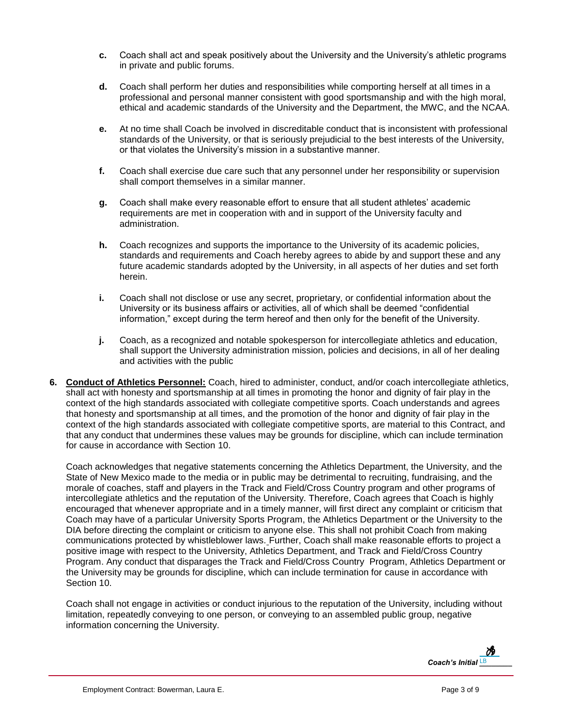**c.** Coach shall act and speak positively about the University and the University's athletic programs in private and public forums.

**d.** Coach shall perform her duties and responsibilities while comporting herself at all times in a professional and personal manner consistent with good sportsmanship and with the high moral, ethical and academic standards of the University and the Department, the MWC, and the NCAA.

**e.** At no time shall Coach be involved in discreditable conduct that is inconsistent with professional standards of the University, or that is seriously prejudicial to the best interests of the University, or that violates the University's mission in a substantive manner.

**f.** Coach shall exercise due care such that any personnel under her responsibility or supervision shall comport themselves in a similar manner.

**g.** Coach shall make every reasonable effort to ensure that all student athletes' academic requirements are met in cooperation with and in support of the University faculty and administration.

**h.** Coach recognizes and supports the importance to the University of its academic policies, standards and requirements and Coach hereby agrees to abide by and support these and any future academic standards adopted by the University, in all aspects of her duties and set forth herein.

**i.** Coach shall not disclose or use any secret, proprietary, or confidential information about the University or its business affairs or activities, all of which shall be deemed "confidential information," except during the term hereof and then only for the benefit of the University.

**j.** Coach, as a recognized and notable spokesperson for intercollegiate athletics and education, shall support the University administration mission, policies and decisions, in all of her dealing and activities with the public

**6. <u>Conduct of Athletics Personnel:</u>** Coach, hired to administer, conduct, and/or coach intercollegiate athletics, shall act with honesty and sportsmanship at all times in promoting the honor and dignity of fair play in the context of the high standards associated with collegiate competitive sports. Coach understands and agrees that honesty and sportsmanship at all times, and the promotion of the honor and dignity of fair play in the context of the high standards associated with collegiate competitive sports, are material to this Contract, and that any conduct that undermines these values may be grounds for discipline, which can include termination for cause in accordance with Section 10.

Coach acknowledges that negative statements concerning the Athletics Department, the University, and the State of New Mexico made to the media or in public may be detrimental to recruiting, fundraising, and the morale of coaches, staff and players in the Track and Field/Cross Country program and other programs of intercollegiate athletics and the reputation of the University. Therefore, Coach agrees that Coach is highly encouraged that whenever appropriate and in a timely manner, will first direct any complaint or criticism that Coach may have of a particular University Sports Program, the Athletics Department or the University to the DIA before directing the complaint or criticism to anyone else. This shall not prohibit Coach from making communications protected by whistleblower laws. Further, Coach shall make reasonable efforts to project a positive image with respect to the University, Athletics Department, and Track and Field/Cross Country Program. Any conduct that disparages the Track and Field/Cross Country Program, Athletics Department or the University may be grounds for discipline, which can include termination for cause in accordance with Section 10.

Coach shall not engage in activities or conduct injurious to the reputation of the University, including without limitation, repeatedly conveying to one person, or conveying to an assembled public group, negative information concerning the University.

*Coach's Initial* LB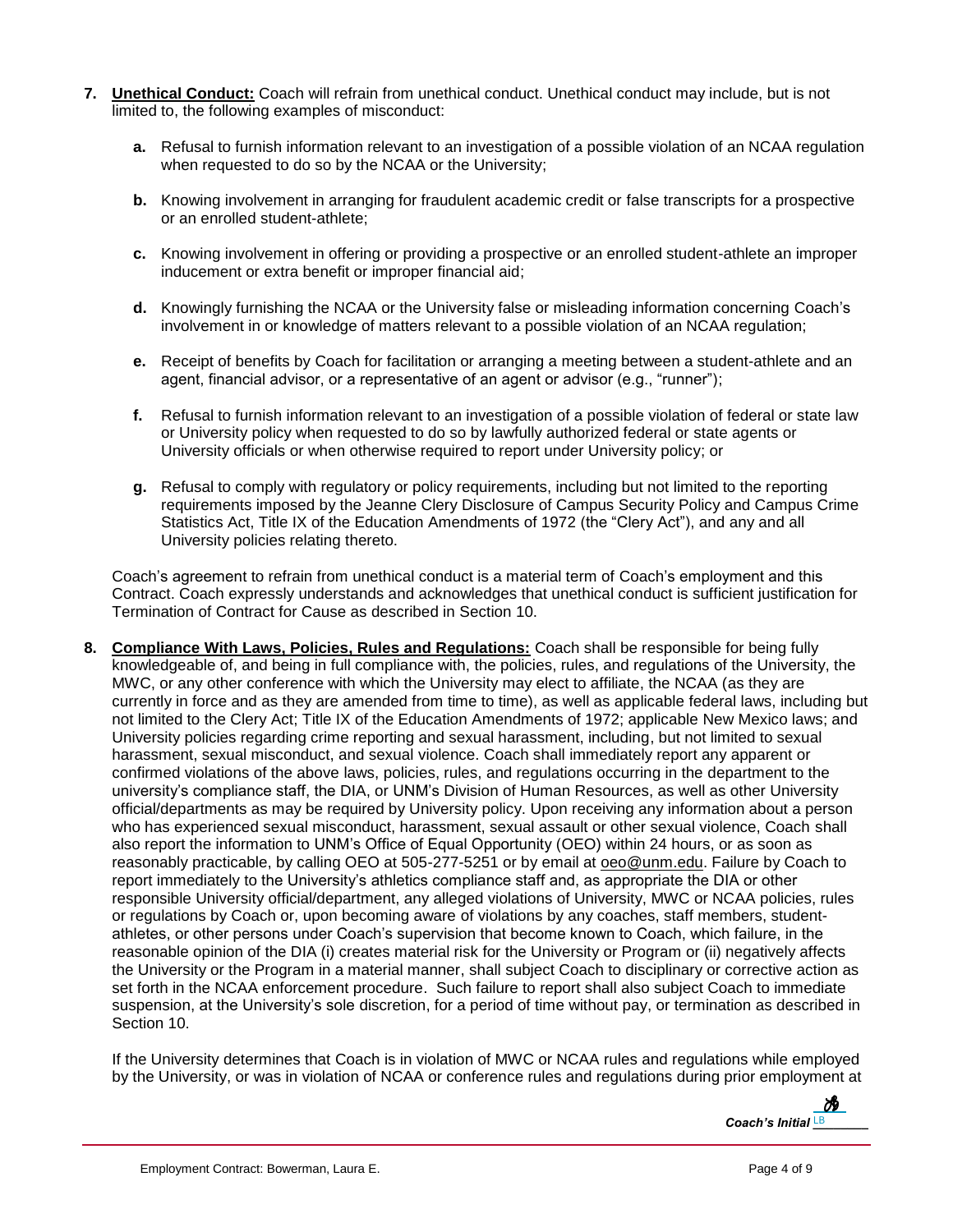7. **Unethical Conduct:** Coach will refrain from unethical conduct. Unethical conduct may include, but is not limited to, the following examples of misconduct:

   a. Refusal to furnish information relevant to an investigation of a possible violation of an NCAA regulation when requested to do so by the NCAA or the University;

   b. Knowing involvement in arranging for fraudulent academic credit or false transcripts for a prospective or an enrolled student-athlete;

   c. Knowing involvement in offering or providing a prospective or an enrolled student-athlete an improper inducement or extra benefit or improper financial aid;

   d. Knowingly furnishing the NCAA or the University false or misleading information concerning Coach's involvement in or knowledge of matters relevant to a possible violation of an NCAA regulation;

   e. Receipt of benefits by Coach for facilitation or arranging a meeting between a student-athlete and an agent, financial advisor, or a representative of an agent or advisor (e.g., "runner");

   f. Refusal to furnish information relevant to an investigation of a possible violation of federal or state law or University policy when requested to do so by lawfully authorized federal or state agents or University officials or when otherwise required to report under University policy; or

   g. Refusal to comply with regulatory or policy requirements, including but not limited to the reporting requirements imposed by the Jeanne Clery Disclosure of Campus Security Policy and Campus Crime Statistics Act, Title IX of the Education Amendments of 1972 (the "Clery Act"), and any and all University policies relating thereto.

   Coach's agreement to refrain from unethical conduct is a material term of Coach's employment and this Contract. Coach expressly understands and acknowledges that unethical conduct is sufficient justification for Termination of Contract for Cause as described in Section 10.

8. **Compliance With Laws, Policies, Rules and Regulations:** Coach shall be responsible for being fully knowledgeable of, and being in full compliance with, the policies, rules, and regulations of the University, the MWC, or any other conference with which the University may elect to affiliate, the NCAA (as they are currently in force and as they are amended from time to time), as well as applicable federal laws, including but not limited to the Clery Act; Title IX of the Education Amendments of 1972; applicable New Mexico laws; and University policies regarding crime reporting and sexual harassment, including, but not limited to sexual harassment, sexual misconduct, and sexual violence. Coach shall immediately report any apparent or confirmed violations of the above laws, policies, rules, and regulations occurring in the department to the university's compliance staff, the DIA, or UNM's Division of Human Resources, as well as other University official/departments as may be required by University policy. Upon receiving any information about a person who has experienced sexual misconduct, harassment, sexual assault or other sexual violence, Coach shall also report the information to UNM's Office of Equal Opportunity (OEO) within 24 hours, or as soon as reasonably practicable, by calling OEO at 505-277-5251 or by email at oeo@unm.edu. Failure by Coach to report immediately to the University's athletics compliance staff and, as appropriate the DIA or other responsible University official/department, any alleged violations of University, MWC or NCAA policies, rules or regulations by Coach or, upon becoming aware of violations by any coaches, staff members, student-athletes, or other persons under Coach's supervision that become known to Coach, which failure, in the reasonable opinion of the DIA (i) creates material risk for the University or Program or (ii) negatively affects the University or the Program in a material manner, shall subject Coach to disciplinary or corrective action as set forth in the NCAA enforcement procedure. Such failure to report shall also subject Coach to immediate suspension, at the University's sole discretion, for a period of time without pay, or termination as described in Section 10.

   If the University determines that Coach is in violation of MWC or NCAA rules and regulations while employed by the University, or was in violation of NCAA or conference rules and regulations during prior employment at

*Coach's Initial* LB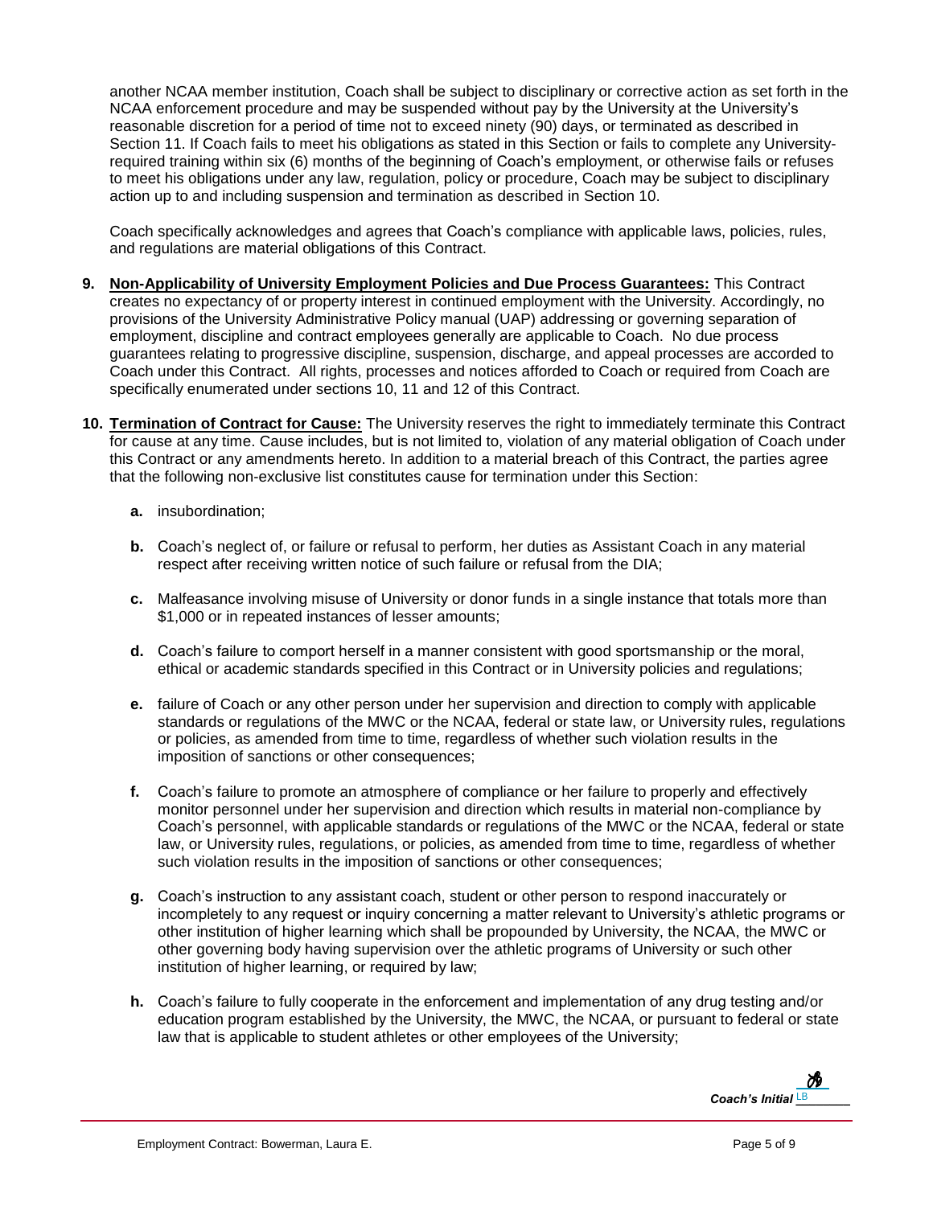another NCAA member institution, Coach shall be subject to disciplinary or corrective action as set forth in the NCAA enforcement procedure and may be suspended without pay by the University at the University's reasonable discretion for a period of time not to exceed ninety (90) days, or terminated as described in Section 11. If Coach fails to meet his obligations as stated in this Section or fails to complete any University-required training within six (6) months of the beginning of Coach's employment, or otherwise fails or refuses to meet his obligations under any law, regulation, policy or procedure, Coach may be subject to disciplinary action up to and including suspension and termination as described in Section 10.

Coach specifically acknowledges and agrees that Coach's compliance with applicable laws, policies, rules, and regulations are material obligations of this Contract.

9. **Non-Applicability of University Employment Policies and Due Process Guarantees:** This Contract creates no expectancy of or property interest in continued employment with the University. Accordingly, no provisions of the University Administrative Policy manual (UAP) addressing or governing separation of employment, discipline and contract employees generally are applicable to Coach. No due process guarantees relating to progressive discipline, suspension, discharge, and appeal processes are accorded to Coach under this Contract. All rights, processes and notices afforded to Coach or required from Coach are specifically enumerated under sections 10, 11 and 12 of this Contract.

10. **Termination of Contract for Cause:** The University reserves the right to immediately terminate this Contract for cause at any time. Cause includes, but is not limited to, violation of any material obligation of Coach under this Contract or any amendments hereto. In addition to a material breach of this Contract, the parties agree that the following non-exclusive list constitutes cause for termination under this Section:

    a. insubordination;

    b. Coach's neglect of, or failure or refusal to perform, her duties as Assistant Coach in any material respect after receiving written notice of such failure or refusal from the DIA;

    c. Malfeasance involving misuse of University or donor funds in a single instance that totals more than $1,000 or in repeated instances of lesser amounts;

    d. Coach's failure to comport herself in a manner consistent with good sportsmanship or the moral, ethical or academic standards specified in this Contract or in University policies and regulations;

    e. failure of Coach or any other person under her supervision and direction to comply with applicable standards or regulations of the MWC or the NCAA, federal or state law, or University rules, regulations or policies, as amended from time to time, regardless of whether such violation results in the imposition of sanctions or other consequences;

    f. Coach's failure to promote an atmosphere of compliance or her failure to properly and effectively monitor personnel under her supervision and direction which results in material non-compliance by Coach's personnel, with applicable standards or regulations of the MWC or the NCAA, federal or state law, or University rules, regulations, or policies, as amended from time to time, regardless of whether such violation results in the imposition of sanctions or other consequences;

    g. Coach's instruction to any assistant coach, student or other person to respond inaccurately or incompletely to any request or inquiry concerning a matter relevant to University's athletic programs or other institution of higher learning which shall be propounded by University, the NCAA, the MWC or other governing body having supervision over the athletic programs of University or such other institution of higher learning, or required by law;

    h. Coach's failure to fully cooperate in the enforcement and implementation of any drug testing and/or education program established by the University, the MWC, the NCAA, or pursuant to federal or state law that is applicable to student athletes or other employees of the University;

*Coach's Initial* LB

Employment Contract: Bowerman, Laura E.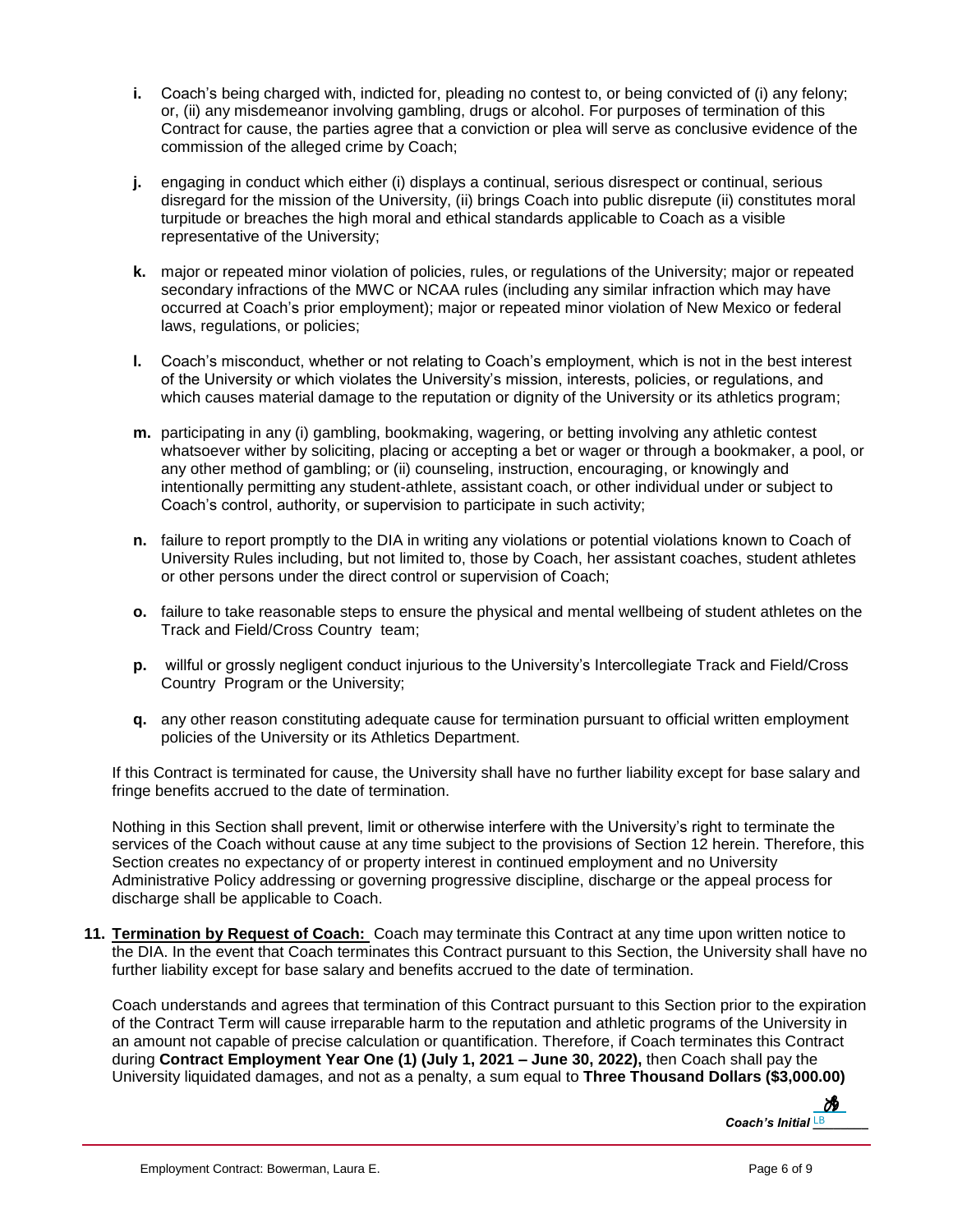**i.** Coach's being charged with, indicted for, pleading no contest to, or being convicted of (i) any felony; or, (ii) any misdemeanor involving gambling, drugs or alcohol. For purposes of termination of this Contract for cause, the parties agree that a conviction or plea will serve as conclusive evidence of the commission of the alleged crime by Coach;

**j.** engaging in conduct which either (i) displays a continual, serious disrespect or continual, serious disregard for the mission of the University, (ii) brings Coach into public disrepute (ii) constitutes moral turpitude or breaches the high moral and ethical standards applicable to Coach as a visible representative of the University;

**k.** major or repeated minor violation of policies, rules, or regulations of the University; major or repeated secondary infractions of the MWC or NCAA rules (including any similar infraction which may have occurred at Coach's prior employment); major or repeated minor violation of New Mexico or federal laws, regulations, or policies;

**l.** Coach's misconduct, whether or not relating to Coach's employment, which is not in the best interest of the University or which violates the University's mission, interests, policies, or regulations, and which causes material damage to the reputation or dignity of the University or its athletics program;

**m.** participating in any (i) gambling, bookmaking, wagering, or betting involving any athletic contest whatsoever wither by soliciting, placing or accepting a bet or wager or through a bookmaker, a pool, or any other method of gambling; or (ii) counseling, instruction, encouraging, or knowingly and intentionally permitting any student-athlete, assistant coach, or other individual under or subject to Coach's control, authority, or supervision to participate in such activity;

**n.** failure to report promptly to the DIA in writing any violations or potential violations known to Coach of University Rules including, but not limited to, those by Coach, her assistant coaches, student athletes or other persons under the direct control or supervision of Coach;

**o.** failure to take reasonable steps to ensure the physical and mental wellbeing of student athletes on the Track and Field/Cross Country team;

**p.** willful or grossly negligent conduct injurious to the University's Intercollegiate Track and Field/Cross Country Program or the University;

**q.** any other reason constituting adequate cause for termination pursuant to official written employment policies of the University or its Athletics Department.

If this Contract is terminated for cause, the University shall have no further liability except for base salary and fringe benefits accrued to the date of termination.

Nothing in this Section shall prevent, limit or otherwise interfere with the University's right to terminate the services of the Coach without cause at any time subject to the provisions of Section 12 herein. Therefore, this Section creates no expectancy of or property interest in continued employment and no University Administrative Policy addressing or governing progressive discipline, discharge or the appeal process for discharge shall be applicable to Coach.

**11. Termination by Request of Coach:** Coach may terminate this Contract at any time upon written notice to the DIA. In the event that Coach terminates this Contract pursuant to this Section, the University shall have no further liability except for base salary and benefits accrued to the date of termination.

Coach understands and agrees that termination of this Contract pursuant to this Section prior to the expiration of the Contract Term will cause irreparable harm to the reputation and athletic programs of the University in an amount not capable of precise calculation or quantification. Therefore, if Coach terminates this Contract during **Contract Employment Year One (1) (July 1, 2021 – June 30, 2022),** then Coach shall pay the University liquidated damages, and not as a penalty, a sum equal to **Three Thousand Dollars ($3,000.00)**

*Coach's Initial* LB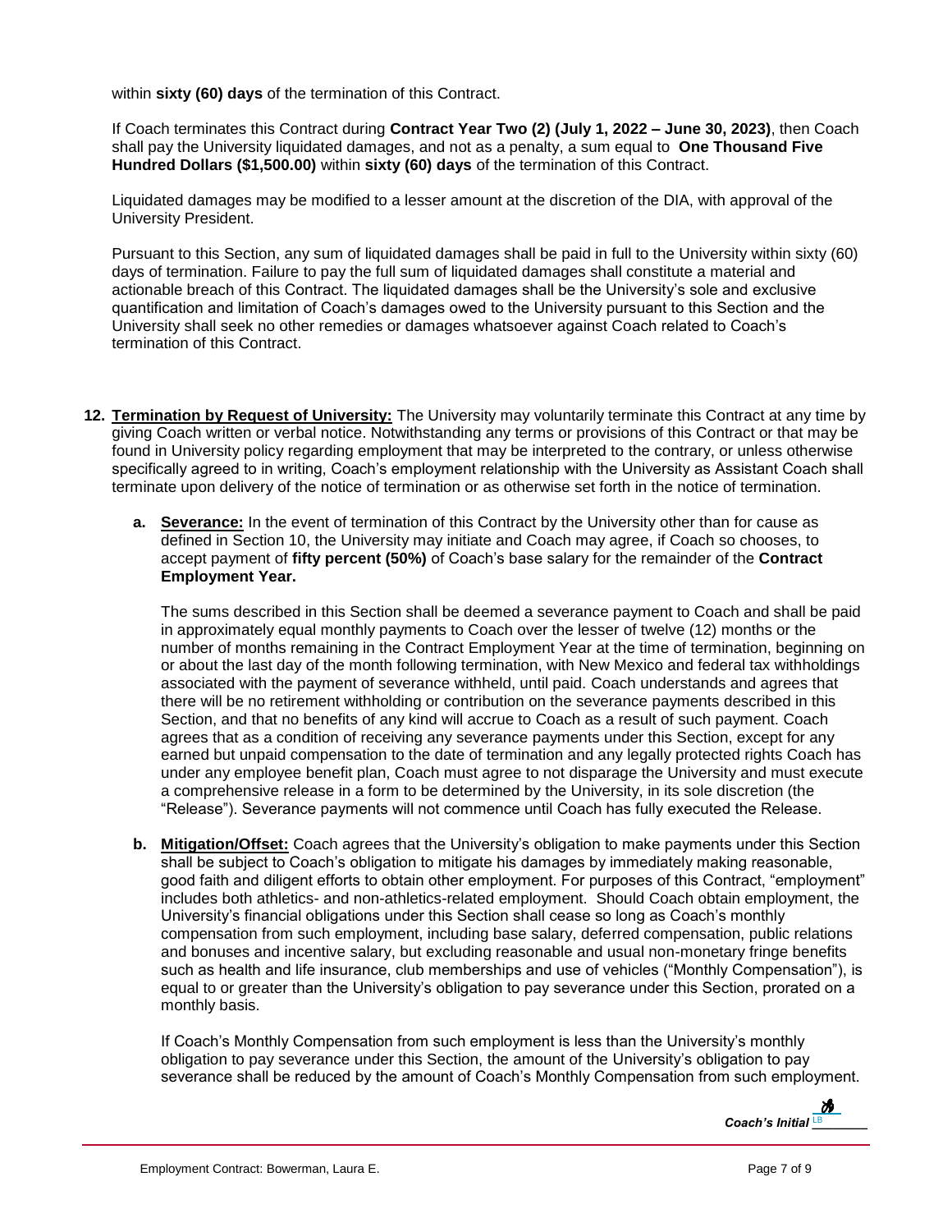within **sixty (60) days** of the termination of this Contract.

If Coach terminates this Contract during **Contract Year Two (2) (July 1, 2022 – June 30, 2023)**, then Coach shall pay the University liquidated damages, and not as a penalty, a sum equal to **One Thousand Five Hundred Dollars ($1,500.00)** within **sixty (60) days** of the termination of this Contract.

Liquidated damages may be modified to a lesser amount at the discretion of the DIA, with approval of the University President.

Pursuant to this Section, any sum of liquidated damages shall be paid in full to the University within sixty (60) days of termination. Failure to pay the full sum of liquidated damages shall constitute a material and actionable breach of this Contract. The liquidated damages shall be the University's sole and exclusive quantification and limitation of Coach's damages owed to the University pursuant to this Section and the University shall seek no other remedies or damages whatsoever against Coach related to Coach's termination of this Contract.

**12. <u>Termination by Request of University:</u>** The University may voluntarily terminate this Contract at any time by giving Coach written or verbal notice. Notwithstanding any terms or provisions of this Contract or that may be found in University policy regarding employment that may be interpreted to the contrary, or unless otherwise specifically agreed to in writing, Coach's employment relationship with the University as Assistant Coach shall terminate upon delivery of the notice of termination or as otherwise set forth in the notice of termination.

**a. <u>Severance:</u>** In the event of termination of this Contract by the University other than for cause as defined in Section 10, the University may initiate and Coach may agree, if Coach so chooses, to accept payment of **fifty percent (50%)** of Coach's base salary for the remainder of the **Contract Employment Year.**

The sums described in this Section shall be deemed a severance payment to Coach and shall be paid in approximately equal monthly payments to Coach over the lesser of twelve (12) months or the number of months remaining in the Contract Employment Year at the time of termination, beginning on or about the last day of the month following termination, with New Mexico and federal tax withholdings associated with the payment of severance withheld, until paid. Coach understands and agrees that there will be no retirement withholding or contribution on the severance payments described in this Section, and that no benefits of any kind will accrue to Coach as a result of such payment. Coach agrees that as a condition of receiving any severance payments under this Section, except for any earned but unpaid compensation to the date of termination and any legally protected rights Coach has under any employee benefit plan, Coach must agree to not disparage the University and must execute a comprehensive release in a form to be determined by the University, in its sole discretion (the "Release"). Severance payments will not commence until Coach has fully executed the Release.

**b. <u>Mitigation/Offset:</u>** Coach agrees that the University's obligation to make payments under this Section shall be subject to Coach's obligation to mitigate his damages by immediately making reasonable, good faith and diligent efforts to obtain other employment. For purposes of this Contract, "employment" includes both athletics- and non-athletics-related employment. Should Coach obtain employment, the University's financial obligations under this Section shall cease so long as Coach's monthly compensation from such employment, including base salary, deferred compensation, public relations and bonuses and incentive salary, but excluding reasonable and usual non-monetary fringe benefits such as health and life insurance, club memberships and use of vehicles ("Monthly Compensation"), is equal to or greater than the University's obligation to pay severance under this Section, prorated on a monthly basis.

If Coach's Monthly Compensation from such employment is less than the University's monthly obligation to pay severance under this Section, the amount of the University's obligation to pay severance shall be reduced by the amount of Coach's Monthly Compensation from such employment.

*Coach's Initial* LB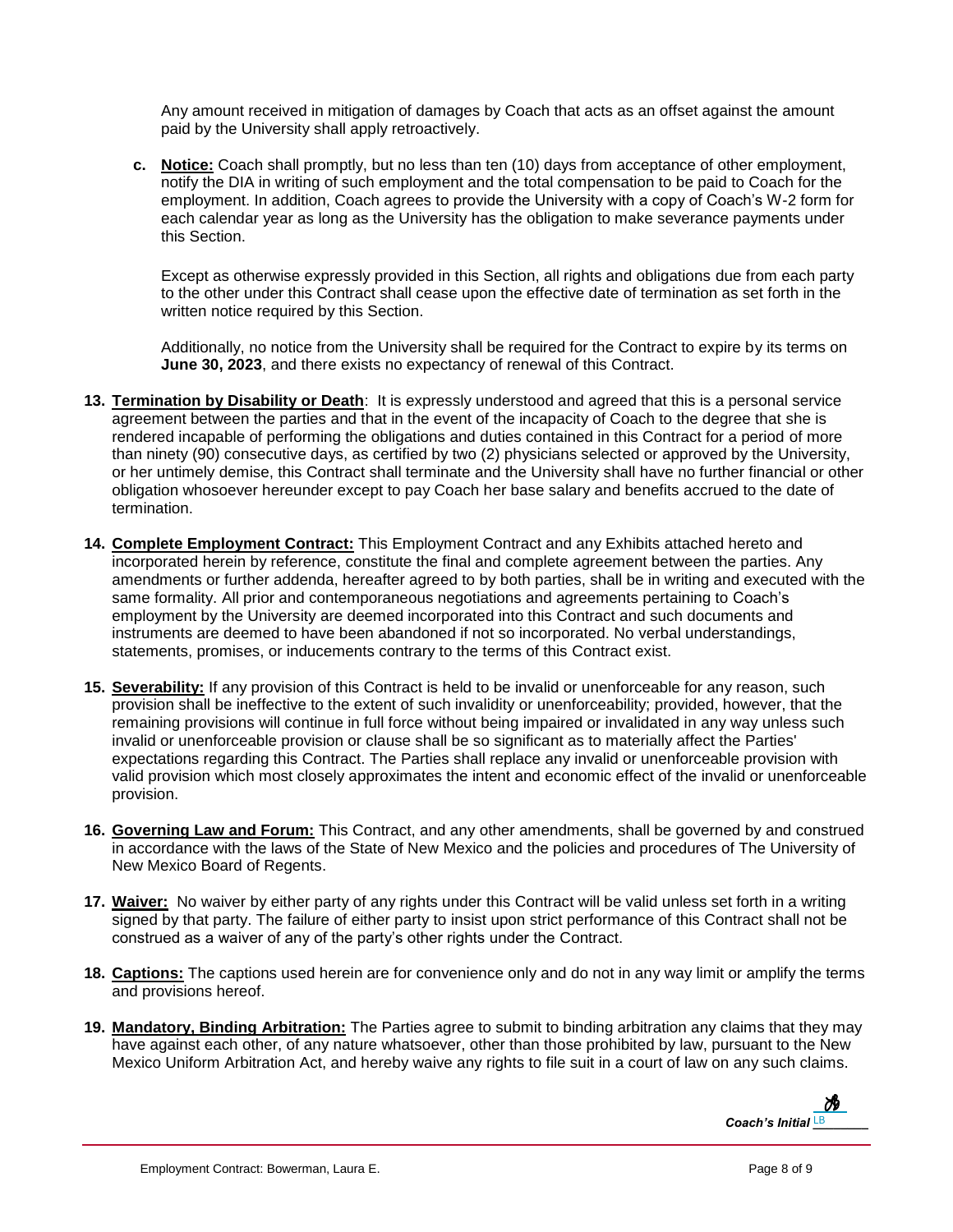Any amount received in mitigation of damages by Coach that acts as an offset against the amount paid by the University shall apply retroactively.

c. **Notice:** Coach shall promptly, but no less than ten (10) days from acceptance of other employment, notify the DIA in writing of such employment and the total compensation to be paid to Coach for the employment. In addition, Coach agrees to provide the University with a copy of Coach's W-2 form for each calendar year as long as the University has the obligation to make severance payments under this Section.

Except as otherwise expressly provided in this Section, all rights and obligations due from each party to the other under this Contract shall cease upon the effective date of termination as set forth in the written notice required by this Section.

Additionally, no notice from the University shall be required for the Contract to expire by its terms on **June 30, 2023**, and there exists no expectancy of renewal of this Contract.

13. **Termination by Disability or Death**: It is expressly understood and agreed that this is a personal service agreement between the parties and that in the event of the incapacity of Coach to the degree that she is rendered incapable of performing the obligations and duties contained in this Contract for a period of more than ninety (90) consecutive days, as certified by two (2) physicians selected or approved by the University, or her untimely demise, this Contract shall terminate and the University shall have no further financial or other obligation whosoever hereunder except to pay Coach her base salary and benefits accrued to the date of termination.

14. **Complete Employment Contract:** This Employment Contract and any Exhibits attached hereto and incorporated herein by reference, constitute the final and complete agreement between the parties. Any amendments or further addenda, hereafter agreed to by both parties, shall be in writing and executed with the same formality. All prior and contemporaneous negotiations and agreements pertaining to Coach's employment by the University are deemed incorporated into this Contract and such documents and instruments are deemed to have been abandoned if not so incorporated. No verbal understandings, statements, promises, or inducements contrary to the terms of this Contract exist.

15. **Severability:** If any provision of this Contract is held to be invalid or unenforceable for any reason, such provision shall be ineffective to the extent of such invalidity or unenforceability; provided, however, that the remaining provisions will continue in full force without being impaired or invalidated in any way unless such invalid or unenforceable provision or clause shall be so significant as to materially affect the Parties' expectations regarding this Contract. The Parties shall replace any invalid or unenforceable provision with valid provision which most closely approximates the intent and economic effect of the invalid or unenforceable provision.

16. **Governing Law and Forum:** This Contract, and any other amendments, shall be governed by and construed in accordance with the laws of the State of New Mexico and the policies and procedures of The University of New Mexico Board of Regents.

17. **Waiver:** No waiver by either party of any rights under this Contract will be valid unless set forth in a writing signed by that party. The failure of either party to insist upon strict performance of this Contract shall not be construed as a waiver of any of the party's other rights under the Contract.

18. **Captions:** The captions used herein are for convenience only and do not in any way limit or amplify the terms and provisions hereof.

19. **Mandatory, Binding Arbitration:** The Parties agree to submit to binding arbitration any claims that they may have against each other, of any nature whatsoever, other than those prohibited by law, pursuant to the New Mexico Uniform Arbitration Act, and hereby waive any rights to file suit in a court of law on any such claims.

***Coach's Initial*** LB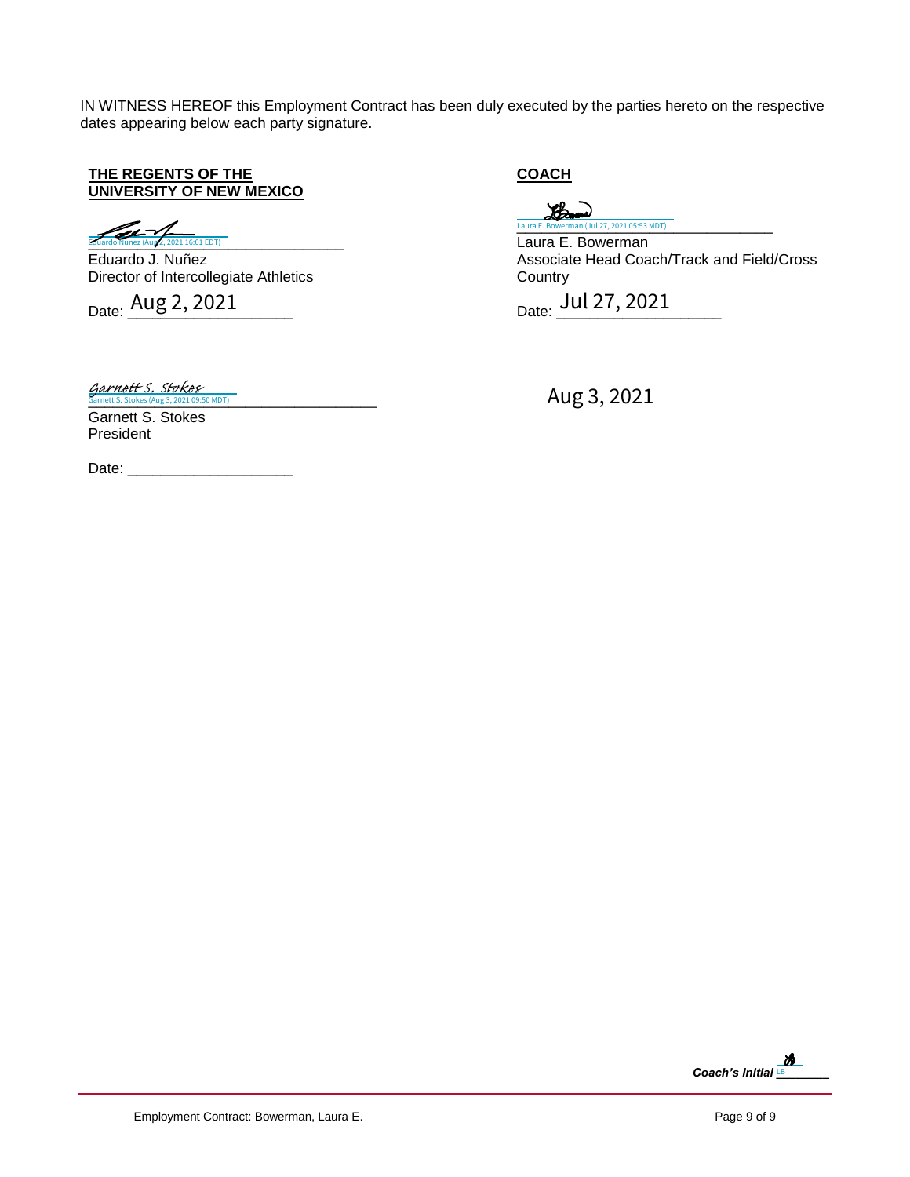IN WITNESS HEREOF this Employment Contract has been duly executed by the parties hereto on the respective dates appearing below each party signature.

**THE REGENTS OF THE UNIVERSITY OF NEW MEXICO**

Eduardo Nunez (Aug 2, 2021 16:01 EDT)

Eduardo J. Nuñez
Director of Intercollegiate Athletics

Date: Aug 2, 2021

Garnett S. Stokes
Garnett S. Stokes (Aug 3, 2021 09:50 MDT)

Garnett S. Stokes
President

Date: Aug 3, 2021

**COACH**

Laura E. Bowerman (Jul 27, 2021 05:53 MDT)

Laura E. Bowerman
Associate Head Coach/Track and Field/Cross Country

Date: Jul 27, 2021

*Coach's Initial* LB

Employment Contract: Bowerman, Laura E.